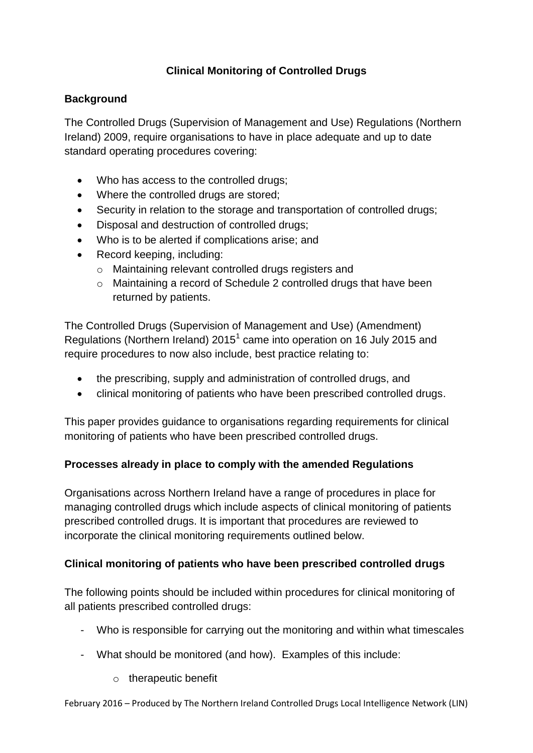# Clinical Monitoring of Controlled Drugs

## Background

The Controlled Drugs (Supervision of Management and Use) Regulations (Northern Ireland) 2009, require organisations to have in place adequate and up to date standard operating procedures covering:

- Who has access to the controlled drugs;
- Where the controlled drugs are stored;
- Security in relation to the storage and transportation of controlled drugs;
- Disposal and destruction of controlled drugs;
- Who is to be alerted if complications arise; and
- Record keeping, including:
  - Maintaining relevant controlled drugs registers and
  - Maintaining a record of Schedule 2 controlled drugs that have been returned by patients.

The Controlled Drugs (Supervision of Management and Use) (Amendment) Regulations (Northern Ireland) 2015[1] came into operation on 16 July 2015 and require procedures to now also include, best practice relating to:

- the prescribing, supply and administration of controlled drugs, and
- clinical monitoring of patients who have been prescribed controlled drugs.

This paper provides guidance to organisations regarding requirements for clinical monitoring of patients who have been prescribed controlled drugs.

## Processes already in place to comply with the amended Regulations

Organisations across Northern Ireland have a range of procedures in place for managing controlled drugs which include aspects of clinical monitoring of patients prescribed controlled drugs. It is important that procedures are reviewed to incorporate the clinical monitoring requirements outlined below.

## Clinical monitoring of patients who have been prescribed controlled drugs

The following points should be included within procedures for clinical monitoring of all patients prescribed controlled drugs:

- Who is responsible for carrying out the monitoring and within what timescales
- What should be monitored (and how). Examples of this include:
  - therapeutic benefit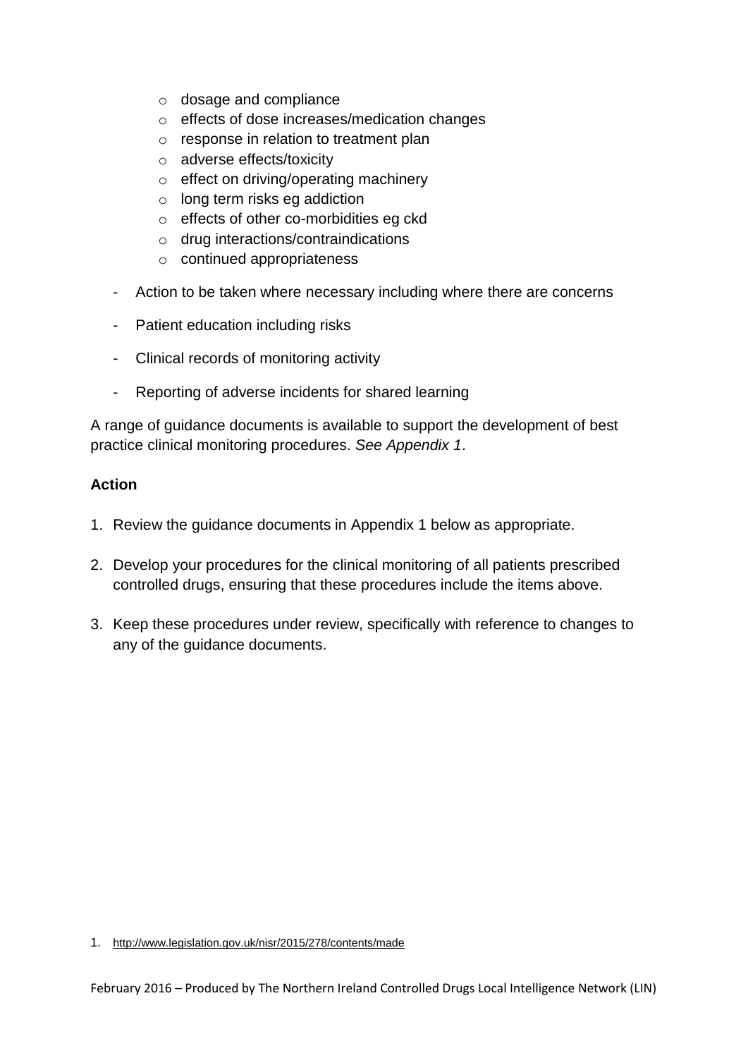- dosage and compliance
  - effects of dose increases/medication changes
  - response in relation to treatment plan
  - adverse effects/toxicity
  - effect on driving/operating machinery
  - long term risks eg addiction
  - effects of other co-morbidities eg ckd
  - drug interactions/contraindications
  - continued appropriateness

- Action to be taken where necessary including where there are concerns

- Patient education including risks

- Clinical records of monitoring activity

- Reporting of adverse incidents for shared learning

A range of guidance documents is available to support the development of best practice clinical monitoring procedures. *See Appendix 1*.

**Action**

1. Review the guidance documents in Appendix 1 below as appropriate.

2. Develop your procedures for the clinical monitoring of all patients prescribed controlled drugs, ensuring that these procedures include the items above.

3. Keep these procedures under review, specifically with reference to changes to any of the guidance documents.

1. http://www.legislation.gov.uk/nisr/2015/278/contents/made

February 2016 – Produced by The Northern Ireland Controlled Drugs Local Intelligence Network (LIN)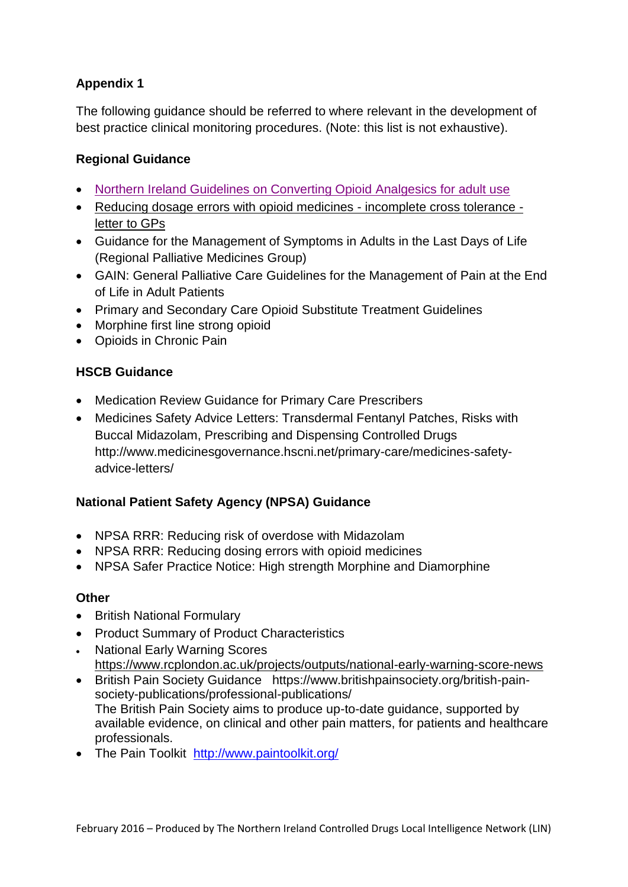## Appendix 1

The following guidance should be referred to where relevant in the development of best practice clinical monitoring procedures. (Note: this list is not exhaustive).

### Regional Guidance

- Northern Ireland Guidelines on Converting Opioid Analgesics for adult use
- Reducing dosage errors with opioid medicines - incomplete cross tolerance - letter to GPs
- Guidance for the Management of Symptoms in Adults in the Last Days of Life (Regional Palliative Medicines Group)
- GAIN: General Palliative Care Guidelines for the Management of Pain at the End of Life in Adult Patients
- Primary and Secondary Care Opioid Substitute Treatment Guidelines
- Morphine first line strong opioid
- Opioids in Chronic Pain

### HSCB Guidance

- Medication Review Guidance for Primary Care Prescribers
- Medicines Safety Advice Letters: Transdermal Fentanyl Patches, Risks with Buccal Midazolam, Prescribing and Dispensing Controlled Drugs http://www.medicinesgovernance.hscni.net/primary-care/medicines-safety-advice-letters/

### National Patient Safety Agency (NPSA) Guidance

- NPSA RRR: Reducing risk of overdose with Midazolam
- NPSA RRR: Reducing dosing errors with opioid medicines
- NPSA Safer Practice Notice: High strength Morphine and Diamorphine

### Other

- British National Formulary
- Product Summary of Product Characteristics
- National Early Warning Scores https://www.rcplondon.ac.uk/projects/outputs/national-early-warning-score-news
- British Pain Society Guidance https://www.britishpainsociety.org/british-pain-society-publications/professional-publications/
  The British Pain Society aims to produce up-to-date guidance, supported by available evidence, on clinical and other pain matters, for patients and healthcare professionals.
- The Pain Toolkit http://www.paintoolkit.org/

February 2016 – Produced by The Northern Ireland Controlled Drugs Local Intelligence Network (LIN)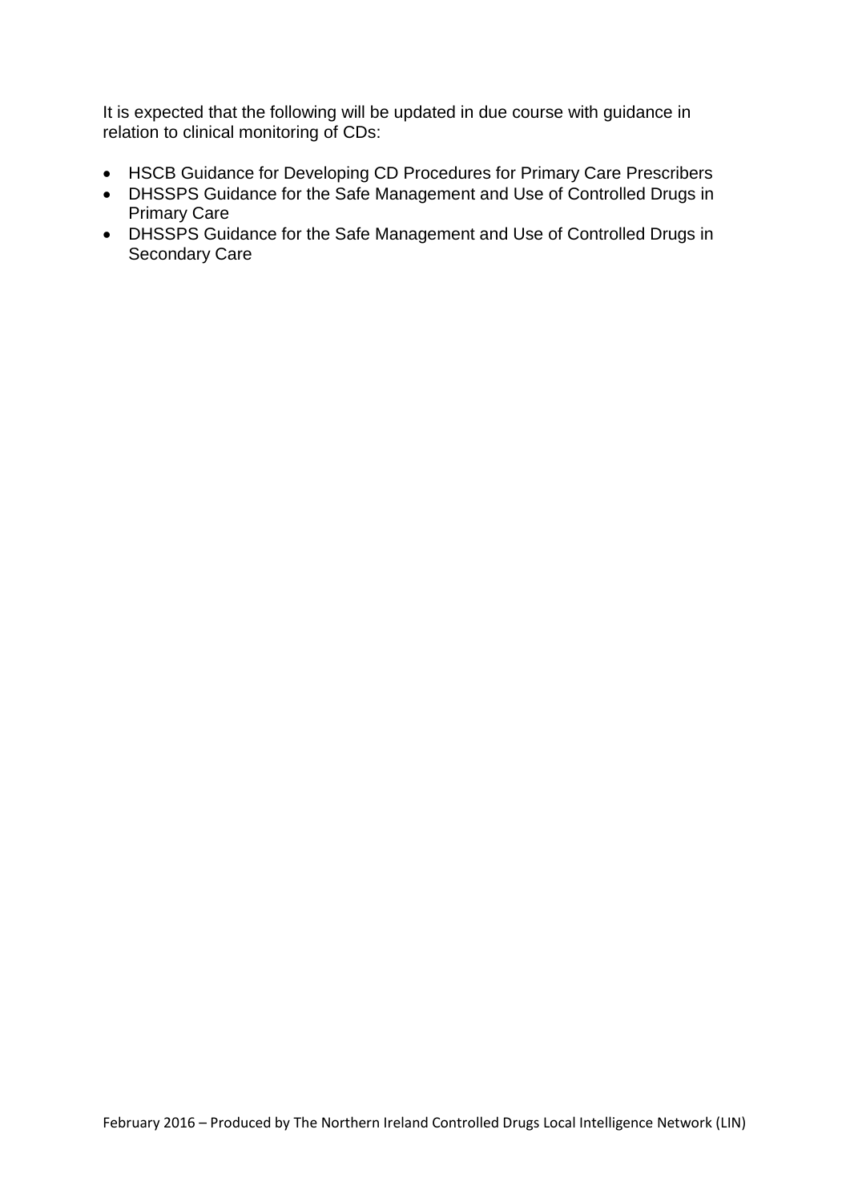It is expected that the following will be updated in due course with guidance in relation to clinical monitoring of CDs:

- HSCB Guidance for Developing CD Procedures for Primary Care Prescribers
- DHSSPS Guidance for the Safe Management and Use of Controlled Drugs in Primary Care
- DHSSPS Guidance for the Safe Management and Use of Controlled Drugs in Secondary Care